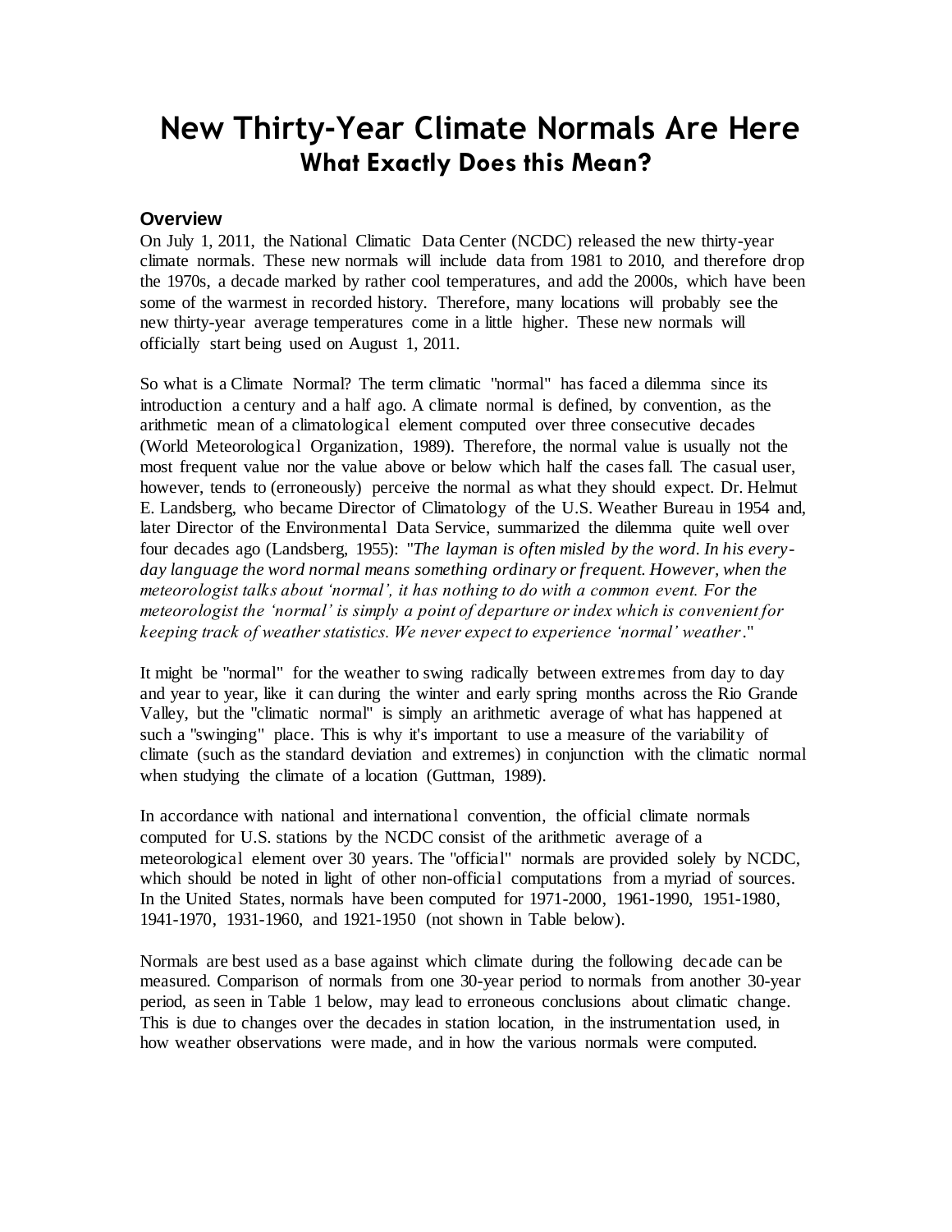# New Thirty-Year Climate Normals Are Here

## What Exactly Does this Mean?

### Overview

On July 1, 2011, the National Climatic Data Center (NCDC) released the new thirty-year climate normals. These new normals will include data from 1981 to 2010, and therefore drop the 1970s, a decade marked by rather cool temperatures, and add the 2000s, which have been some of the warmest in recorded history. Therefore, many locations will probably see the new thirty-year average temperatures come in a little higher. These new normals will officially start being used on August 1, 2011.

So what is a Climate Normal? The term climatic "normal" has faced a dilemma since its introduction a century and a half ago. A climate normal is defined, by convention, as the arithmetic mean of a climatological element computed over three consecutive decades (World Meteorological Organization, 1989). Therefore, the normal value is usually not the most frequent value nor the value above or below which half the cases fall. The casual user, however, tends to (erroneously) perceive the normal as what they should expect. Dr. Helmut E. Landsberg, who became Director of Climatology of the U.S. Weather Bureau in 1954 and, later Director of the Environmental Data Service, summarized the dilemma quite well over four decades ago (Landsberg, 1955): "*The layman is often misled by the word. In his every-day language the word normal means something ordinary or frequent. However, when the meteorologist talks about 'normal', it has nothing to do with a common event. For the meteorologist the 'normal' is simply a point of departure or index which is convenient for keeping track of weather statistics. We never expect to experience 'normal' weather*."

It might be "normal" for the weather to swing radically between extremes from day to day and year to year, like it can during the winter and early spring months across the Rio Grande Valley, but the "climatic normal" is simply an arithmetic average of what has happened at such a "swinging" place. This is why it's important to use a measure of the variability of climate (such as the standard deviation and extremes) in conjunction with the climatic normal when studying the climate of a location (Guttman, 1989).

In accordance with national and international convention, the official climate normals computed for U.S. stations by the NCDC consist of the arithmetic average of a meteorological element over 30 years. The "official" normals are provided solely by NCDC, which should be noted in light of other non-official computations from a myriad of sources. In the United States, normals have been computed for 1971-2000, 1961-1990, 1951-1980, 1941-1970, 1931-1960, and 1921-1950 (not shown in Table below).

Normals are best used as a base against which climate during the following decade can be measured. Comparison of normals from one 30-year period to normals from another 30-year period, as seen in Table 1 below, may lead to erroneous conclusions about climatic change. This is due to changes over the decades in station location, in the instrumentation used, in how weather observations were made, and in how the various normals were computed.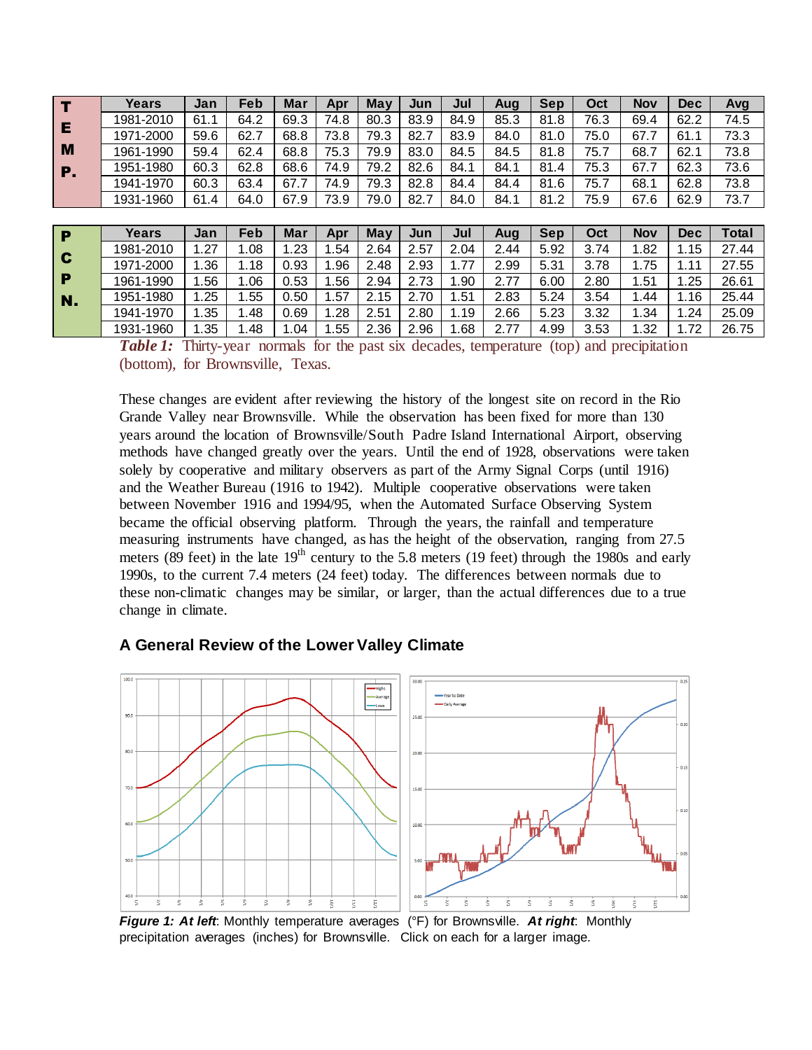| TEMP. | Years | Jan | Feb | Mar | Apr | May | Jun | Jul | Aug | Sep | Oct | Nov | Dec | Avg |
|---|---|---|---|---|---|---|---|---|---|---|---|---|---|---|
| | 1981-2010 | 61.1 | 64.2 | 69.3 | 74.8 | 80.3 | 83.9 | 84.9 | 85.3 | 81.8 | 76.3 | 69.4 | 62.2 | 74.5 |
| | 1971-2000 | 59.6 | 62.7 | 68.8 | 73.8 | 79.3 | 82.7 | 83.9 | 84.0 | 81.0 | 75.0 | 67.7 | 61.1 | 73.3 |
| | 1961-1990 | 59.4 | 62.4 | 68.8 | 75.3 | 79.9 | 83.0 | 84.5 | 84.5 | 81.8 | 75.7 | 68.7 | 62.1 | 73.8 |
| | 1951-1980 | 60.3 | 62.8 | 68.6 | 74.9 | 79.2 | 82.6 | 84.1 | 84.1 | 81.4 | 75.3 | 67.7 | 62.3 | 73.6 |
| | 1941-1970 | 60.3 | 63.4 | 67.7 | 74.9 | 79.3 | 82.8 | 84.4 | 84.4 | 81.6 | 75.7 | 68.1 | 62.8 | 73.8 |
| | 1931-1960 | 61.4 | 64.0 | 67.9 | 73.9 | 79.0 | 82.7 | 84.0 | 84.1 | 81.2 | 75.9 | 67.6 | 62.9 | 73.7 |

| PCPN. | Years | Jan | Feb | Mar | Apr | May | Jun | Jul | Aug | Sep | Oct | Nov | Dec | Total |
|---|---|---|---|---|---|---|---|---|---|---|---|---|---|---|
| | 1981-2010 | 1.27 | 1.08 | 1.23 | 1.54 | 2.64 | 2.57 | 2.04 | 2.44 | 5.92 | 3.74 | 1.82 | 1.15 | 27.44 |
| | 1971-2000 | 1.36 | 1.18 | 0.93 | 1.96 | 2.48 | 2.93 | 1.77 | 2.99 | 5.31 | 3.78 | 1.75 | 1.11 | 27.55 |
| | 1961-1990 | 1.56 | 1.06 | 0.53 | 1.56 | 2.94 | 2.73 | 1.90 | 2.77 | 6.00 | 2.80 | 1.51 | 1.25 | 26.61 |
| | 1951-1980 | 1.25 | 1.55 | 0.50 | 1.57 | 2.15 | 2.70 | 1.51 | 2.83 | 5.24 | 3.54 | 1.44 | 1.16 | 25.44 |
| | 1941-1970 | 1.35 | 1.48 | 0.69 | 1.28 | 2.51 | 2.80 | 1.19 | 2.66 | 5.23 | 3.32 | 1.34 | 1.24 | 25.09 |
| | 1931-1960 | 1.35 | 1.48 | 1.04 | 1.55 | 2.36 | 2.96 | 1.68 | 2.77 | 4.99 | 3.53 | 1.32 | 1.72 | 26.75 |

***Table 1:*** Thirty-year normals for the past six decades, temperature (top) and precipitation (bottom), for Brownsville, Texas.

These changes are evident after reviewing the history of the longest site on record in the Rio Grande Valley near Brownsville. While the observation has been fixed for more than 130 years around the location of Brownsville/South Padre Island International Airport, observing methods have changed greatly over the years. Until the end of 1928, observations were taken solely by cooperative and military observers as part of the Army Signal Corps (until 1916) and the Weather Bureau (1916 to 1942). Multiple cooperative observations were taken between November 1916 and 1994/95, when the Automated Surface Observing System became the official observing platform. Through the years, the rainfall and temperature measuring instruments have changed, as has the height of the observation, ranging from 27.5 meters (89 feet) in the late 19th century to the 5.8 meters (19 feet) through the 1980s and early 1990s, to the current 7.4 meters (24 feet) today. The differences between normals due to these non-climatic changes may be similar, or larger, than the actual differences due to a true change in climate.

## A General Review of the Lower Valley Climate

***Figure 1: At left***: Monthly temperature averages (°F) for Brownsville. ***At right***: Monthly precipitation averages (inches) for Brownsville. Click on each for a larger image.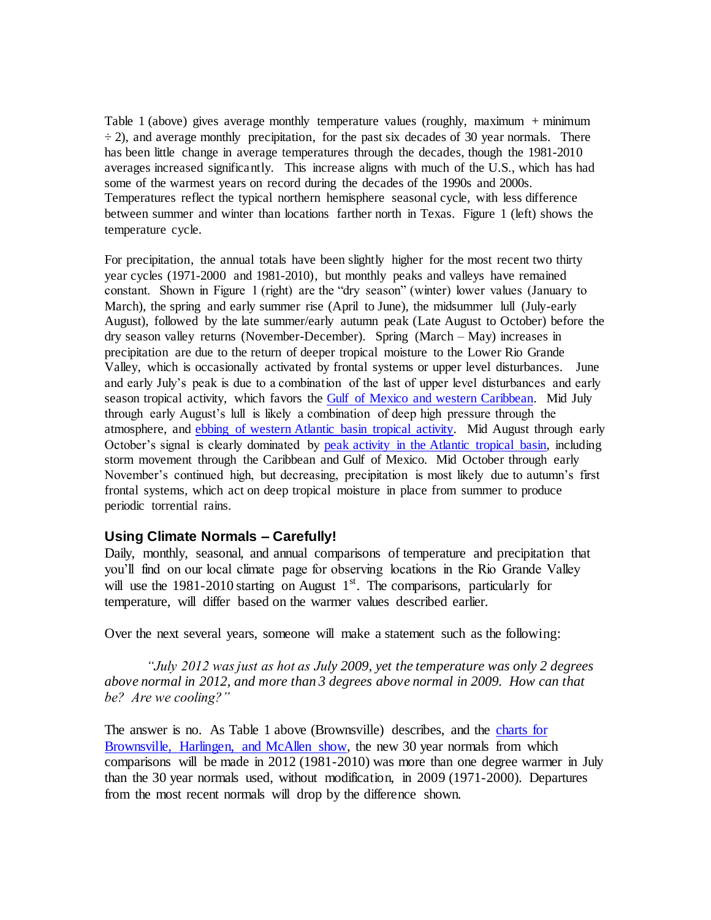Table 1 (above) gives average monthly temperature values (roughly, maximum + minimum ÷ 2), and average monthly precipitation, for the past six decades of 30 year normals. There has been little change in average temperatures through the decades, though the 1981-2010 averages increased significantly. This increase aligns with much of the U.S., which has had some of the warmest years on record during the decades of the 1990s and 2000s. Temperatures reflect the typical northern hemisphere seasonal cycle, with less difference between summer and winter than locations farther north in Texas. Figure 1 (left) shows the temperature cycle.

For precipitation, the annual totals have been slightly higher for the most recent two thirty year cycles (1971-2000 and 1981-2010), but monthly peaks and valleys have remained constant. Shown in Figure 1 (right) are the "dry season" (winter) lower values (January to March), the spring and early summer rise (April to June), the midsummer lull (July-early August), followed by the late summer/early autumn peak (Late August to October) before the dry season valley returns (November-December). Spring (March – May) increases in precipitation are due to the return of deeper tropical moisture to the Lower Rio Grande Valley, which is occasionally activated by frontal systems or upper level disturbances. June and early July's peak is due to a combination of the last of upper level disturbances and early season tropical activity, which favors the Gulf of Mexico and western Caribbean. Mid July through early August's lull is likely a combination of deep high pressure through the atmosphere, and ebbing of western Atlantic basin tropical activity. Mid August through early October's signal is clearly dominated by peak activity in the Atlantic tropical basin, including storm movement through the Caribbean and Gulf of Mexico. Mid October through early November's continued high, but decreasing, precipitation is most likely due to autumn's first frontal systems, which act on deep tropical moisture in place from summer to produce periodic torrential rains.

### Using Climate Normals – Carefully!

Daily, monthly, seasonal, and annual comparisons of temperature and precipitation that you'll find on our local climate page for observing locations in the Rio Grande Valley will use the 1981-2010 starting on August 1st. The comparisons, particularly for temperature, will differ based on the warmer values described earlier.

Over the next several years, someone will make a statement such as the following:

> *"July 2012 was just as hot as July 2009, yet the temperature was only 2 degrees above normal in 2012, and more than 3 degrees above normal in 2009. How can that be? Are we cooling?"*

The answer is no. As Table 1 above (Brownsville) describes, and the charts for Brownsville, Harlingen, and McAllen show, the new 30 year normals from which comparisons will be made in 2012 (1981-2010) was more than one degree warmer in July than the 30 year normals used, without modification, in 2009 (1971-2000). Departures from the most recent normals will drop by the difference shown.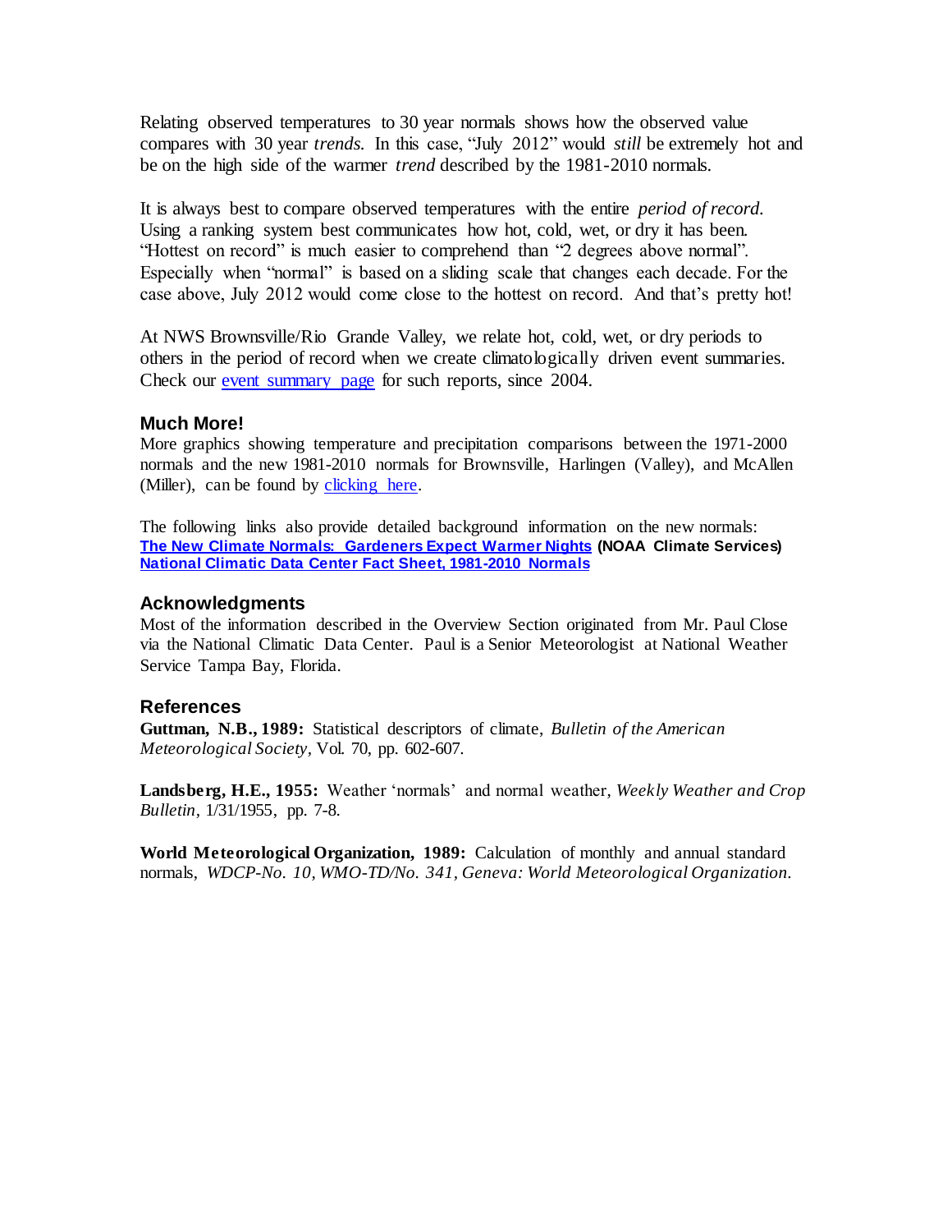Relating observed temperatures to 30 year normals shows how the observed value compares with 30 year *trends.* In this case, "July 2012" would *still* be extremely hot and be on the high side of the warmer *trend* described by the 1981-2010 normals.

It is always best to compare observed temperatures with the entire *period of record*. Using a ranking system best communicates how hot, cold, wet, or dry it has been. "Hottest on record" is much easier to comprehend than "2 degrees above normal". Especially when "normal" is based on a sliding scale that changes each decade. For the case above, July 2012 would come close to the hottest on record. And that's pretty hot!

At NWS Brownsville/Rio Grande Valley, we relate hot, cold, wet, or dry periods to others in the period of record when we create climatologically driven event summaries. Check our [event summary page] for such reports, since 2004.

## Much More!

More graphics showing temperature and precipitation comparisons between the 1971-2000 normals and the new 1981-2010 normals for Brownsville, Harlingen (Valley), and McAllen (Miller), can be found by [clicking here].

The following links also provide detailed background information on the new normals:
**The New Climate Normals: Gardeners Expect Warmer Nights (NOAA Climate Services)**
**National Climatic Data Center Fact Sheet, 1981-2010 Normals**

## Acknowledgments

Most of the information described in the Overview Section originated from Mr. Paul Close via the National Climatic Data Center. Paul is a Senior Meteorologist at National Weather Service Tampa Bay, Florida.

## References

**Guttman, N.B., 1989:** Statistical descriptors of climate, *Bulletin of the American Meteorological Society*, Vol. 70, pp. 602-607.

**Landsberg, H.E., 1955:** Weather 'normals' and normal weather, *Weekly Weather and Crop Bulletin*, 1/31/1955, pp. 7-8.

**World Meteorological Organization, 1989:** Calculation of monthly and annual standard normals, *WDCP-No. 10, WMO-TD/No. 341, Geneva: World Meteorological Organization.*